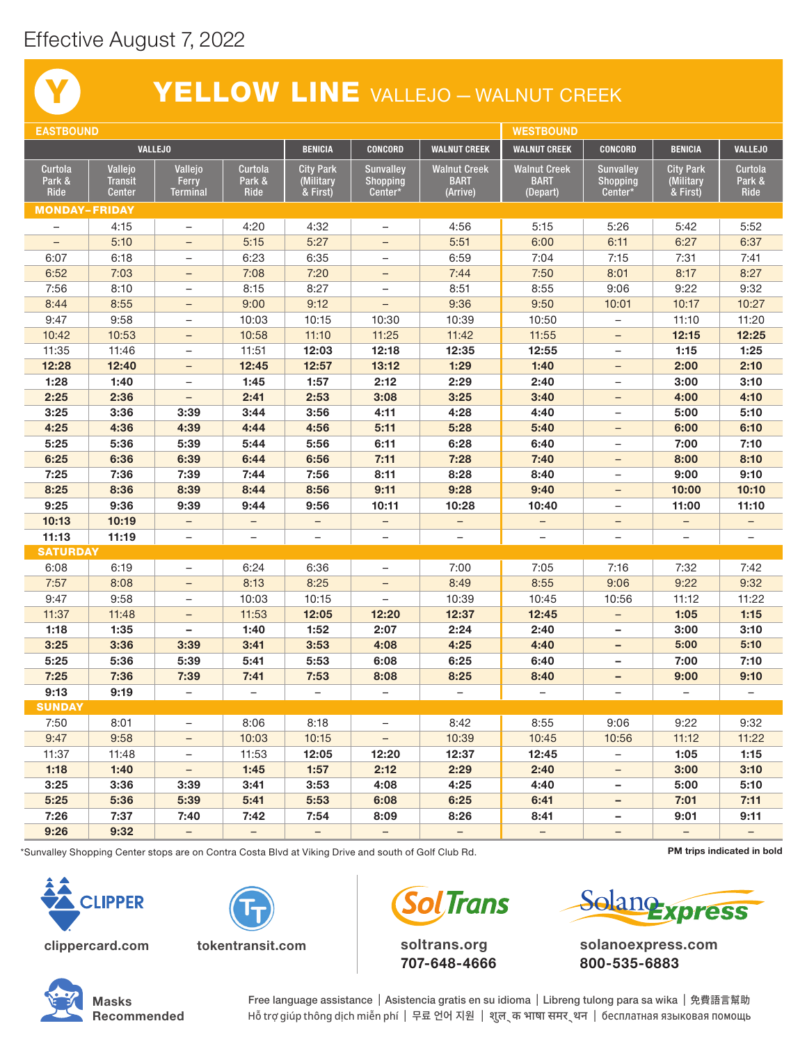Effective August 7, 2022

# YELLOW LINE VALLEJO — WALNUT CREEK

| EASTBOUND | | | | | | | WESTBOUND | | | |
|---|---|---|---|---|---|---|---|---|---|---|
| VALLEJO | | | | BENICIA | CONCORD | WALNUT CREEK | WALNUT CREEK | CONCORD | BENICIA | VALLEJO |
| Curtola Park & Ride | Vallejo Transit Center | Vallejo Ferry Terminal | Curtola Park & Ride | City Park (Military & First) | Sunvalley Shopping Center* | Walnut Creek BART (Arrive) | Walnut Creek BART (Depart) | Sunvalley Shopping Center* | City Park (Military & First) | Curtola Park & Ride |
| **MONDAY–FRIDAY** | | | | | | | | | | |
| – | 4:15 | – | 4:20 | 4:32 | – | 4:56 | 5:15 | 5:26 | 5:42 | 5:52 |
| – | 5:10 | – | 5:15 | 5:27 | – | 5:51 | 6:00 | 6:11 | 6:27 | 6:37 |
| 6:07 | 6:18 | – | 6:23 | 6:35 | – | 6:59 | 7:04 | 7:15 | 7:31 | 7:41 |
| 6:52 | 7:03 | – | 7:08 | 7:20 | – | 7:44 | 7:50 | 8:01 | 8:17 | 8:27 |
| 7:56 | 8:10 | – | 8:15 | 8:27 | – | 8:51 | 8:55 | 9:06 | 9:22 | 9:32 |
| 8:44 | 8:55 | – | 9:00 | 9:12 | – | 9:36 | 9:50 | 10:01 | 10:17 | 10:27 |
| 9:47 | 9:58 | – | 10:03 | 10:15 | 10:30 | 10:39 | 10:50 | – | 11:10 | 11:20 |
| 10:42 | 10:53 | – | 10:58 | 11:10 | 11:25 | 11:42 | 11:55 | – | **12:15** | **12:25** |
| 11:35 | 11:46 | – | 11:51 | **12:03** | **12:18** | **12:35** | **12:55** | – | **1:15** | **1:25** |
| **12:28** | **12:40** | – | **12:45** | **12:57** | **13:12** | **1:29** | **1:40** | – | **2:00** | **2:10** |
| **1:28** | **1:40** | – | **1:45** | **1:57** | **2:12** | **2:29** | **2:40** | – | **3:00** | **3:10** |
| **2:25** | **2:36** | – | **2:41** | **2:53** | **3:08** | **3:25** | **3:40** | – | **4:00** | **4:10** |
| **3:25** | **3:36** | **3:39** | **3:44** | **3:56** | **4:11** | **4:28** | **4:40** | – | **5:00** | **5:10** |
| **4:25** | **4:36** | **4:39** | **4:44** | **4:56** | **5:11** | **5:28** | **5:40** | – | **6:00** | **6:10** |
| **5:25** | **5:36** | **5:39** | **5:44** | **5:56** | **6:11** | **6:28** | **6:40** | – | **7:00** | **7:10** |
| **6:25** | **6:36** | **6:39** | **6:44** | **6:56** | **7:11** | **7:28** | **7:40** | – | **8:00** | **8:10** |
| **7:25** | **7:36** | **7:39** | **7:44** | **7:56** | **8:11** | **8:28** | **8:40** | – | **9:00** | **9:10** |
| **8:25** | **8:36** | **8:39** | **8:44** | **8:56** | **9:11** | **9:28** | **9:40** | – | **10:00** | **10:10** |
| **9:25** | **9:36** | **9:39** | **9:44** | **9:56** | **10:11** | **10:28** | **10:40** | – | **11:00** | **11:10** |
| **10:13** | **10:19** | – | – | – | – | – | – | – | – | – |
| **11:13** | **11:19** | – | – | – | – | – | – | – | – | – |
| **SATURDAY** | | | | | | | | | | |
| 6:08 | 6:19 | – | 6:24 | 6:36 | – | 7:00 | 7:05 | 7:16 | 7:32 | 7:42 |
| 7:57 | 8:08 | – | 8:13 | 8:25 | – | 8:49 | 8:55 | 9:06 | 9:22 | 9:32 |
| 9:47 | 9:58 | – | 10:03 | 10:15 | – | 10:39 | 10:45 | 10:56 | 11:12 | 11:22 |
| 11:37 | 11:48 | – | 11:53 | **12:05** | **12:20** | **12:37** | **12:45** | – | **1:05** | **1:15** |
| **1:18** | **1:35** | – | **1:40** | **1:52** | **2:07** | **2:24** | **2:40** | – | **3:00** | **3:10** |
| **3:25** | **3:36** | **3:39** | **3:41** | **3:53** | **4:08** | **4:25** | **4:40** | – | **5:00** | **5:10** |
| **5:25** | **5:36** | **5:39** | **5:41** | **5:53** | **6:08** | **6:25** | **6:40** | – | **7:00** | **7:10** |
| **7:25** | **7:36** | **7:39** | **7:41** | **7:53** | **8:08** | **8:25** | **8:40** | – | **9:00** | **9:10** |
| **9:13** | **9:19** | – | – | – | – | – | – | – | – | – |
| **SUNDAY** | | | | | | | | | | |
| 7:50 | 8:01 | – | 8:06 | 8:18 | – | 8:42 | 8:55 | 9:06 | 9:22 | 9:32 |
| 9:47 | 9:58 | – | 10:03 | 10:15 | – | 10:39 | 10:45 | 10:56 | 11:12 | 11:22 |
| 11:37 | 11:48 | – | 11:53 | **12:05** | **12:20** | **12:37** | **12:45** | – | **1:05** | **1:15** |
| **1:18** | **1:40** | – | **1:45** | **1:57** | **2:12** | **2:29** | **2:40** | – | **3:00** | **3:10** |
| **3:25** | **3:36** | **3:39** | **3:41** | **3:53** | **4:08** | **4:25** | **4:40** | – | **5:00** | **5:10** |
| **5:25** | **5:36** | **5:39** | **5:41** | **5:53** | **6:08** | **6:25** | **6:41** | – | **7:01** | **7:11** |
| **7:26** | **7:37** | **7:40** | **7:42** | **7:54** | **8:09** | **8:26** | **8:41** | – | **9:01** | **9:11** |
| **9:26** | **9:32** | – | – | – | – | – | – | – | – | – |

*Sunvalley Shopping Center stops are on Contra Costa Blvd at Viking Drive and south of Golf Club Rd.

**PM trips indicated in bold**

clippercard.com

tokentransit.com

soltrans.org
707-648-4666

solanoexpress.com
800-535-6883

Masks Recommended

Free language assistance | Asistencia gratis en su idioma | Libreng tulong para sa wika | 免費語言幫助
Hỗ trợ giúp thông dịch miễn phí | 무료 언어 지원 | शुल्क भाषा समर्थन | бесплатная языковая помощь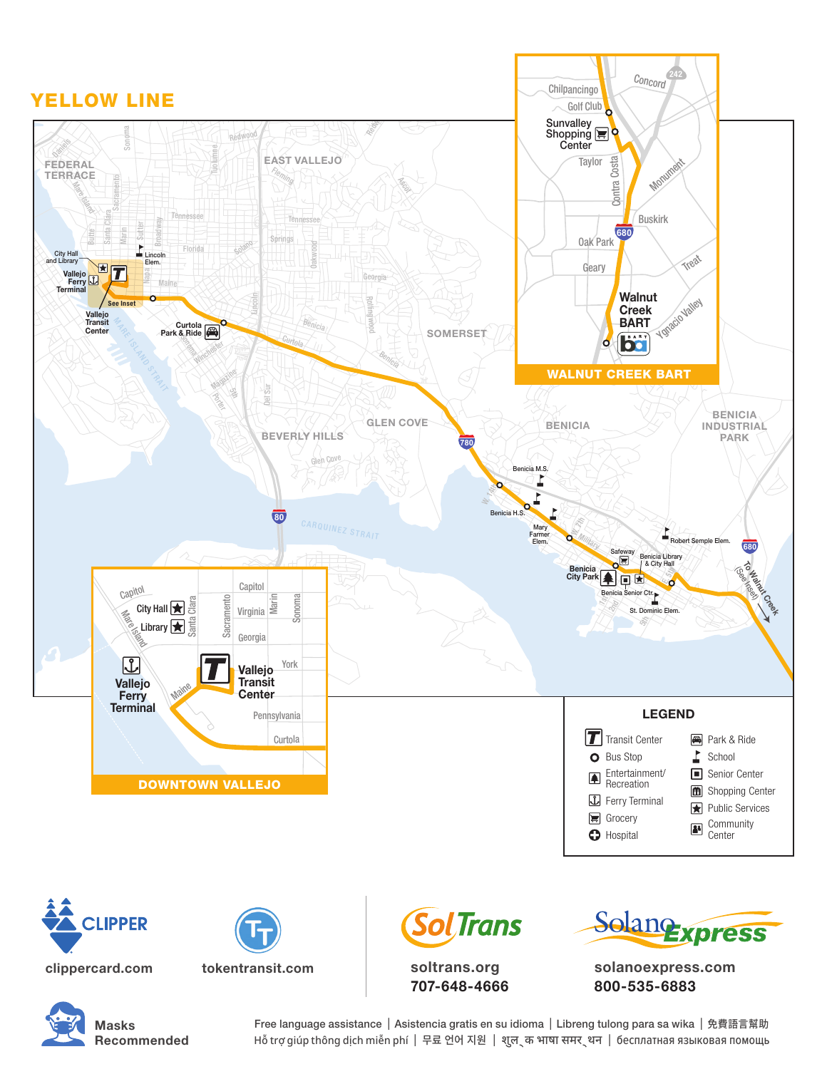# YELLOW LINE

FEDERAL TERRACE
EAST VALLEJO
SOMERSET
GLEN COVE
BEVERLY HILLS
BENICIA
BENICIA INDUSTRIAL PARK

City Hall and Library
Vallejo Ferry Terminal
Lincoln Elem.
See Inset
Vallejo Transit Center
Curtola Park & Ride
Benicia M.S.
Benicia H.S.
Mary Farmer Elem.
Robert Semple Elem.
Safeway
Benicia Library & City Hall
Benicia City Park
Benicia Senior Ctr.
St. Dominic Elem.
To Walnut Creek (See Inset)

Daniels, Mare Island, Butte, Santa Clara, Sacramento, Marin, Sutter, Broadway, Tuolumne, Sonoma, Redwood, Fleming, Ascot, Tennessee, Florida, Springs, Solano, Oakwood, Maine, Georgia, Lincoln, Rollingwood, Benicia, Curtola, Sonoma, Winchester, Magazine, Porter, 5th, Del Sur, Glen Cove, W. 14th, 7th, Military, E. 5th, 1st, 2nd, 3rd

MARE ISLAND STRAIT
CARQUINEZ STRAIT

780
80
680

## WALNUT CREEK BART

Chilpancingo
Golf Club
Concord
242
Sunvalley Shopping Center
Taylor
Contra Costa
Monument
Buskirk
680
Oak Park
Geary
Treat
Walnut Creek BART
Ygnacio Valley

## DOWNTOWN VALLEJO

Capitol
City Hall
Library
Mare Island
Santa Clara
Sacramento
Virginia
Marin
Sonoma
Georgia
Vallejo Ferry Terminal
Vallejo Transit Center
York
Maine
Pennsylvania
Curtola

## LEGEND

- Transit Center
- Bus Stop
- Entertainment/ Recreation
- Ferry Terminal
- Grocery
- Hospital
- Park & Ride
- School
- Senior Center
- Shopping Center
- Public Services
- Community Center

CLIPPER
clippercard.com

tokentransit.com

SolTrans
soltrans.org
707-648-4666

Solano Express
solanoexpress.com
800-535-6883

Masks Recommended

Free language assistance | Asistencia gratis en su idioma | Libreng tulong para sa wika | 免費語言幫助
Hỗ trợ giúp thông dịch miễn phí | 무료 언어 지원 | शुल्क भाषा समर्थन | бесплатная языковая помощь